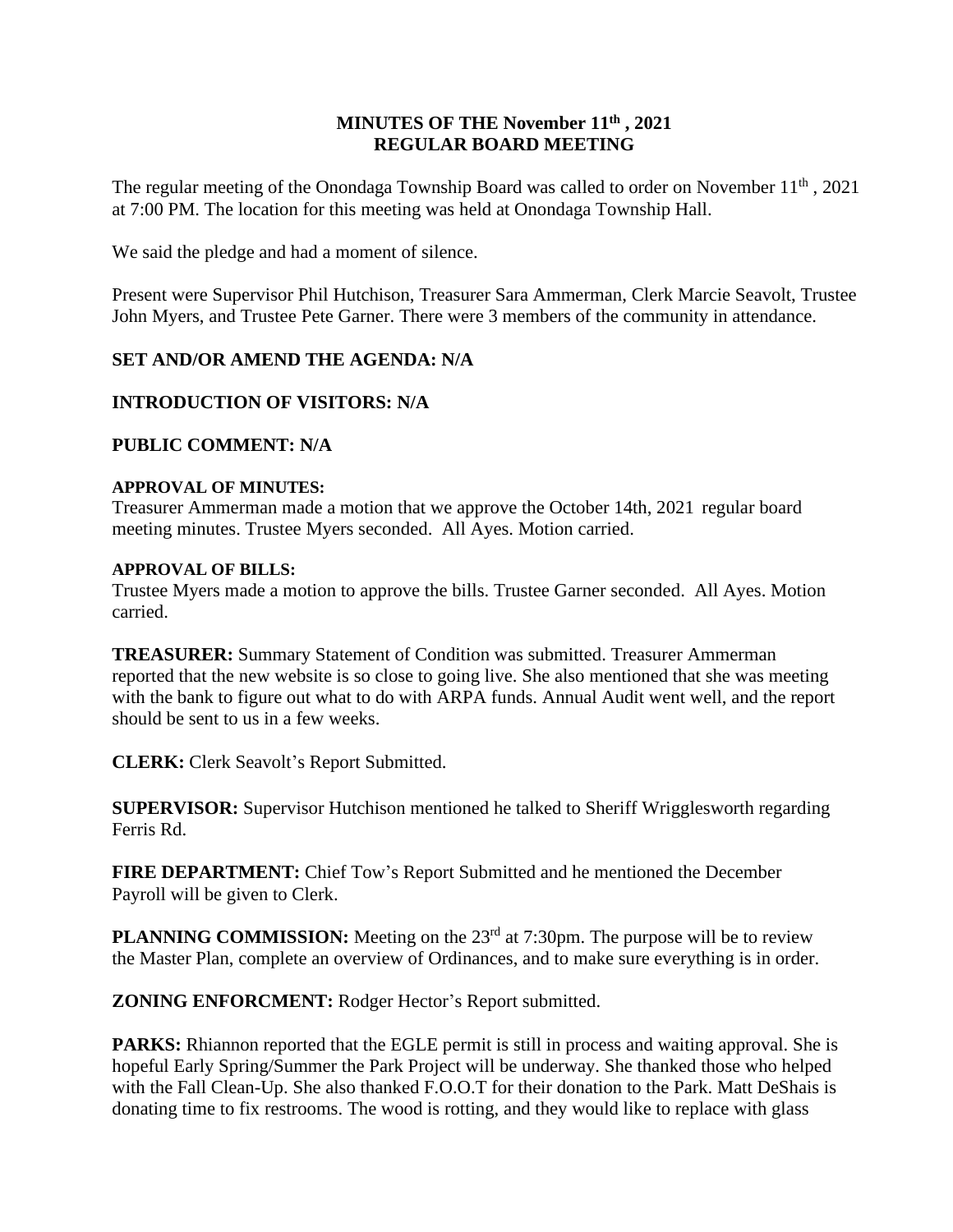# MINUTES OF THE November 11th , 2021
# REGULAR BOARD MEETING

The regular meeting of the Onondaga Township Board was called to order on November 11th , 2021 at 7:00 PM. The location for this meeting was held at Onondaga Township Hall.

We said the pledge and had a moment of silence.

Present were Supervisor Phil Hutchison, Treasurer Sara Ammerman, Clerk Marcie Seavolt, Trustee John Myers, and Trustee Pete Garner. There were 3 members of the community in attendance.

**SET AND/OR AMEND THE AGENDA: N/A**

**INTRODUCTION OF VISITORS: N/A**

**PUBLIC COMMENT: N/A**

**APPROVAL OF MINUTES:**
Treasurer Ammerman made a motion that we approve the October 14th, 2021 regular board meeting minutes. Trustee Myers seconded. All Ayes. Motion carried.

**APPROVAL OF BILLS:**
Trustee Myers made a motion to approve the bills. Trustee Garner seconded. All Ayes. Motion carried.

**TREASURER:** Summary Statement of Condition was submitted. Treasurer Ammerman reported that the new website is so close to going live. She also mentioned that she was meeting with the bank to figure out what to do with ARPA funds. Annual Audit went well, and the report should be sent to us in a few weeks.

**CLERK:** Clerk Seavolt's Report Submitted.

**SUPERVISOR:** Supervisor Hutchison mentioned he talked to Sheriff Wrigglesworth regarding Ferris Rd.

**FIRE DEPARTMENT:** Chief Tow's Report Submitted and he mentioned the December Payroll will be given to Clerk.

**PLANNING COMMISSION:** Meeting on the 23rd at 7:30pm. The purpose will be to review the Master Plan, complete an overview of Ordinances, and to make sure everything is in order.

**ZONING ENFORCMENT:** Rodger Hector's Report submitted.

**PARKS:** Rhiannon reported that the EGLE permit is still in process and waiting approval. She is hopeful Early Spring/Summer the Park Project will be underway. She thanked those who helped with the Fall Clean-Up. She also thanked F.O.O.T for their donation to the Park. Matt DeShais is donating time to fix restrooms. The wood is rotting, and they would like to replace with glass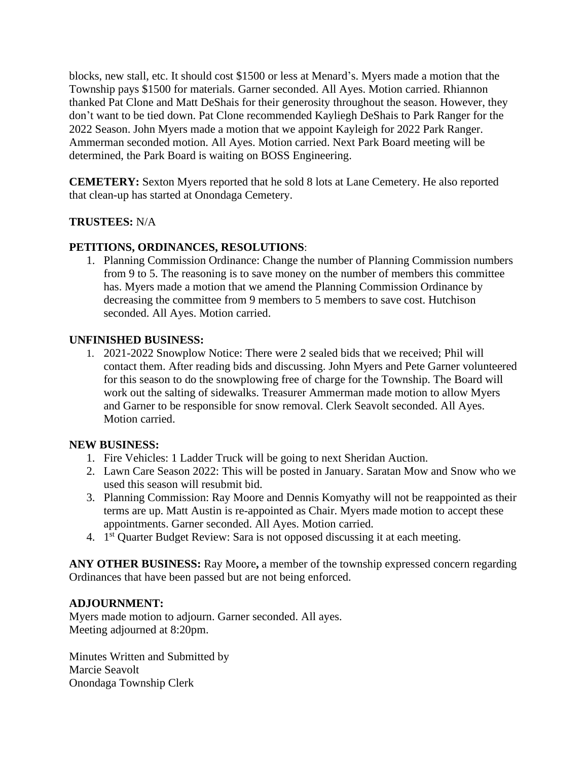blocks, new stall, etc. It should cost $1500 or less at Menard's. Myers made a motion that the Township pays $1500 for materials. Garner seconded. All Ayes. Motion carried. Rhiannon thanked Pat Clone and Matt DeShais for their generosity throughout the season. However, they don't want to be tied down. Pat Clone recommended Kayliegh DeShais to Park Ranger for the 2022 Season. John Myers made a motion that we appoint Kayleigh for 2022 Park Ranger. Ammerman seconded motion. All Ayes. Motion carried. Next Park Board meeting will be determined, the Park Board is waiting on BOSS Engineering.

**CEMETERY:** Sexton Myers reported that he sold 8 lots at Lane Cemetery. He also reported that clean-up has started at Onondaga Cemetery.

**TRUSTEES:** N/A

**PETITIONS, ORDINANCES, RESOLUTIONS**:

1. Planning Commission Ordinance: Change the number of Planning Commission numbers from 9 to 5. The reasoning is to save money on the number of members this committee has. Myers made a motion that we amend the Planning Commission Ordinance by decreasing the committee from 9 members to 5 members to save cost. Hutchison seconded. All Ayes. Motion carried.

**UNFINISHED BUSINESS:**

1. 2021-2022 Snowplow Notice: There were 2 sealed bids that we received; Phil will contact them. After reading bids and discussing. John Myers and Pete Garner volunteered for this season to do the snowplowing free of charge for the Township. The Board will work out the salting of sidewalks. Treasurer Ammerman made motion to allow Myers and Garner to be responsible for snow removal. Clerk Seavolt seconded. All Ayes. Motion carried.

**NEW BUSINESS:**

1. Fire Vehicles: 1 Ladder Truck will be going to next Sheridan Auction.
2. Lawn Care Season 2022: This will be posted in January. Saratan Mow and Snow who we used this season will resubmit bid.
3. Planning Commission: Ray Moore and Dennis Komyathy will not be reappointed as their terms are up. Matt Austin is re-appointed as Chair. Myers made motion to accept these appointments. Garner seconded. All Ayes. Motion carried.
4. 1st Quarter Budget Review: Sara is not opposed discussing it at each meeting.

**ANY OTHER BUSINESS:** Ray Moore**,** a member of the township expressed concern regarding Ordinances that have been passed but are not being enforced.

**ADJOURNMENT:**
Myers made motion to adjourn. Garner seconded. All ayes.
Meeting adjourned at 8:20pm.

Minutes Written and Submitted by
Marcie Seavolt
Onondaga Township Clerk